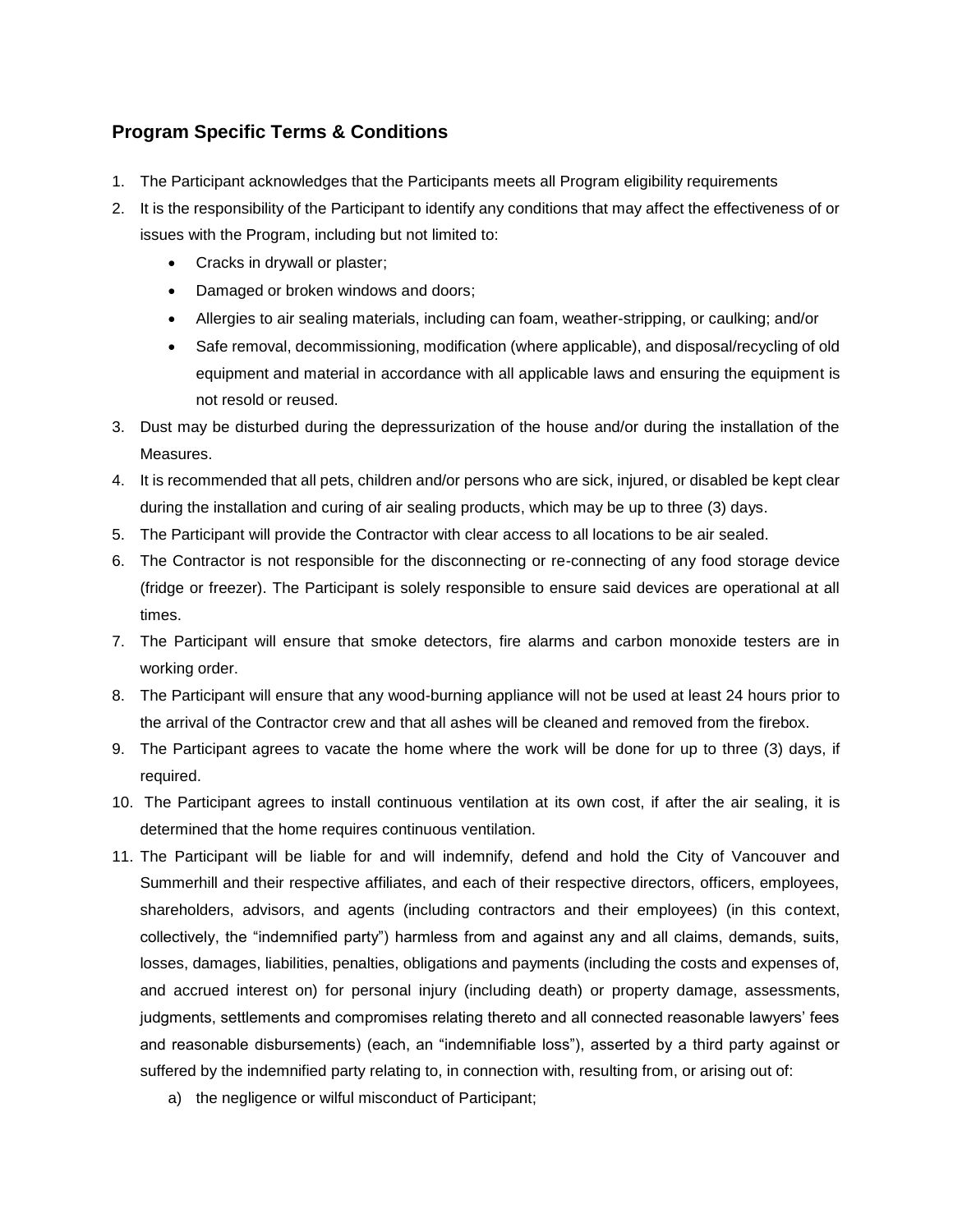## Program Specific Terms & Conditions

1. The Participant acknowledges that the Participants meets all Program eligibility requirements
2. It is the responsibility of the Participant to identify any conditions that may affect the effectiveness of or issues with the Program, including but not limited to:
   - Cracks in drywall or plaster;
   - Damaged or broken windows and doors;
   - Allergies to air sealing materials, including can foam, weather-stripping, or caulking; and/or
   - Safe removal, decommissioning, modification (where applicable), and disposal/recycling of old equipment and material in accordance with all applicable laws and ensuring the equipment is not resold or reused.
3. Dust may be disturbed during the depressurization of the house and/or during the installation of the Measures.
4. It is recommended that all pets, children and/or persons who are sick, injured, or disabled be kept clear during the installation and curing of air sealing products, which may be up to three (3) days.
5. The Participant will provide the Contractor with clear access to all locations to be air sealed.
6. The Contractor is not responsible for the disconnecting or re-connecting of any food storage device (fridge or freezer). The Participant is solely responsible to ensure said devices are operational at all times.
7. The Participant will ensure that smoke detectors, fire alarms and carbon monoxide testers are in working order.
8. The Participant will ensure that any wood-burning appliance will not be used at least 24 hours prior to the arrival of the Contractor crew and that all ashes will be cleaned and removed from the firebox.
9. The Participant agrees to vacate the home where the work will be done for up to three (3) days, if required.
10. The Participant agrees to install continuous ventilation at its own cost, if after the air sealing, it is determined that the home requires continuous ventilation.
11. The Participant will be liable for and will indemnify, defend and hold the City of Vancouver and Summerhill and their respective affiliates, and each of their respective directors, officers, employees, shareholders, advisors, and agents (including contractors and their employees) (in this context, collectively, the "indemnified party") harmless from and against any and all claims, demands, suits, losses, damages, liabilities, penalties, obligations and payments (including the costs and expenses of, and accrued interest on) for personal injury (including death) or property damage, assessments, judgments, settlements and compromises relating thereto and all connected reasonable lawyers' fees and reasonable disbursements) (each, an "indemnifiable loss"), asserted by a third party against or suffered by the indemnified party relating to, in connection with, resulting from, or arising out of:
    a) the negligence or wilful misconduct of Participant;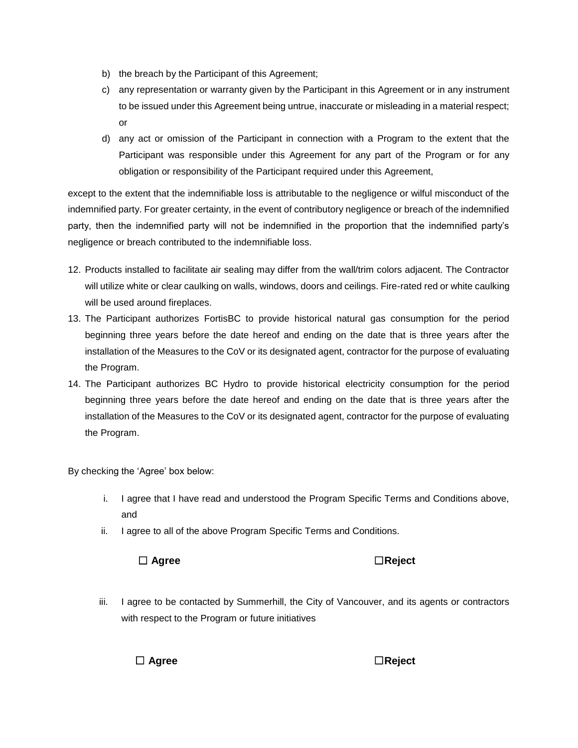b) the breach by the Participant of this Agreement;

c) any representation or warranty given by the Participant in this Agreement or in any instrument to be issued under this Agreement being untrue, inaccurate or misleading in a material respect; or

d) any act or omission of the Participant in connection with a Program to the extent that the Participant was responsible under this Agreement for any part of the Program or for any obligation or responsibility of the Participant required under this Agreement,

except to the extent that the indemnifiable loss is attributable to the negligence or wilful misconduct of the indemnified party. For greater certainty, in the event of contributory negligence or breach of the indemnified party, then the indemnified party will not be indemnified in the proportion that the indemnified party's negligence or breach contributed to the indemnifiable loss.

12. Products installed to facilitate air sealing may differ from the wall/trim colors adjacent. The Contractor will utilize white or clear caulking on walls, windows, doors and ceilings. Fire-rated red or white caulking will be used around fireplaces.
13. The Participant authorizes FortisBC to provide historical natural gas consumption for the period beginning three years before the date hereof and ending on the date that is three years after the installation of the Measures to the CoV or its designated agent, contractor for the purpose of evaluating the Program.
14. The Participant authorizes BC Hydro to provide historical electricity consumption for the period beginning three years before the date hereof and ending on the date that is three years after the installation of the Measures to the CoV or its designated agent, contractor for the purpose of evaluating the Program.

By checking the 'Agree' box below:

i. I agree that I have read and understood the Program Specific Terms and Conditions above, and

ii. I agree to all of the above Program Specific Terms and Conditions.

☐ **Agree** ☐**Reject**

iii. I agree to be contacted by Summerhill, the City of Vancouver, and its agents or contractors with respect to the Program or future initiatives

☐ **Agree** ☐**Reject**